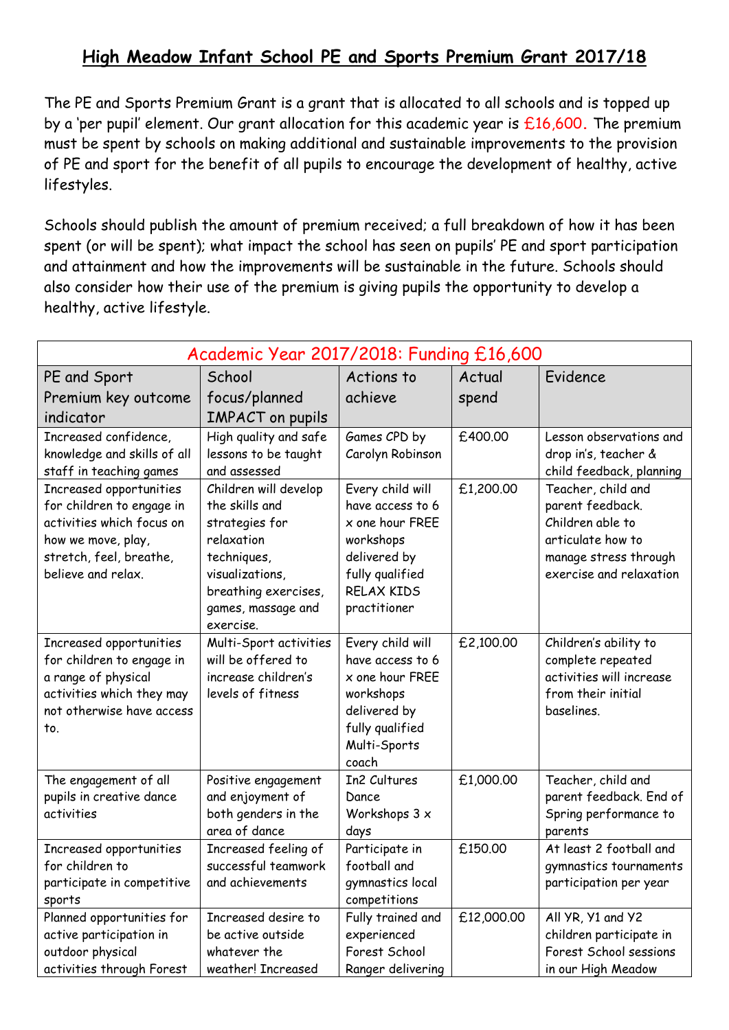# High Meadow Infant School PE and Sports Premium Grant 2017/18

The PE and Sports Premium Grant is a grant that is allocated to all schools and is topped up by a 'per pupil' element. Our grant allocation for this academic year is £16,600. The premium must be spent by schools on making additional and sustainable improvements to the provision of PE and sport for the benefit of all pupils to encourage the development of healthy, active lifestyles.

Schools should publish the amount of premium received; a full breakdown of how it has been spent (or will be spent); what impact the school has seen on pupils' PE and sport participation and attainment and how the improvements will be sustainable in the future. Schools should also consider how their use of the premium is giving pupils the opportunity to develop a healthy, active lifestyle.

| Academic Year 2017/2018: Funding £16,600 | | | | |
|---|---|---|---|---|
| PE and Sport Premium key outcome indicator | School focus/planned IMPACT on pupils | Actions to achieve | Actual spend | Evidence |
| Increased confidence, knowledge and skills of all staff in teaching games | High quality and safe lessons to be taught and assessed | Games CPD by Carolyn Robinson | £400.00 | Lesson observations and drop in's, teacher & child feedback, planning |
| Increased opportunities for children to engage in activities which focus on how we move, play, stretch, feel, breathe, believe and relax. | Children will develop the skills and strategies for relaxation techniques, visualizations, breathing exercises, games, massage and exercise. | Every child will have access to 6 x one hour FREE workshops delivered by fully qualified RELAX KIDS practitioner | £1,200.00 | Teacher, child and parent feedback. Children able to articulate how to manage stress through exercise and relaxation |
| Increased opportunities for children to engage in a range of physical activities which they may not otherwise have access to. | Multi-Sport activities will be offered to increase children's levels of fitness | Every child will have access to 6 x one hour FREE workshops delivered by fully qualified Multi-Sports coach | £2,100.00 | Children's ability to complete repeated activities will increase from their initial baselines. |
| The engagement of all pupils in creative dance activities | Positive engagement and enjoyment of both genders in the area of dance | In2 Cultures Dance Workshops 3 x days | £1,000.00 | Teacher, child and parent feedback. End of Spring performance to parents |
| Increased opportunities for children to participate in competitive sports | Increased feeling of successful teamwork and achievements | Participate in football and gymnastics local competitions | £150.00 | At least 2 football and gymnastics tournaments participation per year |
| Planned opportunities for active participation in outdoor physical activities through Forest | Increased desire to be active outside whatever the weather! Increased | Fully trained and experienced Forest School Ranger delivering | £12,000.00 | All YR, Y1 and Y2 children participate in Forest School sessions in our High Meadow |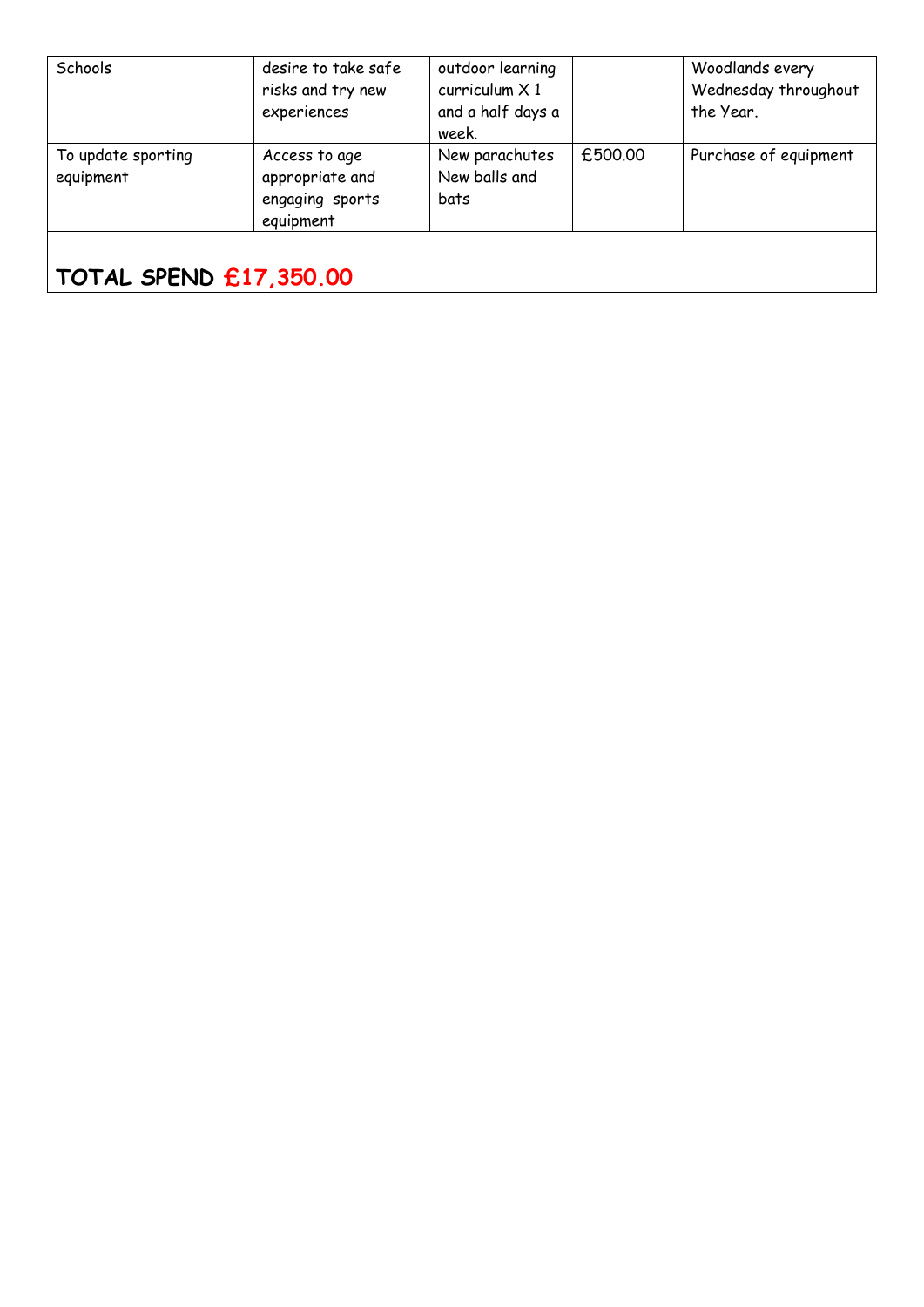| | | | | |
|---|---|---|---|---|
| Schools | desire to take safe risks and try new experiences | outdoor learning curriculum X 1 and a half days a week. | | Woodlands every Wednesday throughout the Year. |
| To update sporting equipment | Access to age appropriate and engaging sports equipment | New parachutes New balls and bats | £500.00 | Purchase of equipment |

**TOTAL SPEND £17,350.00**